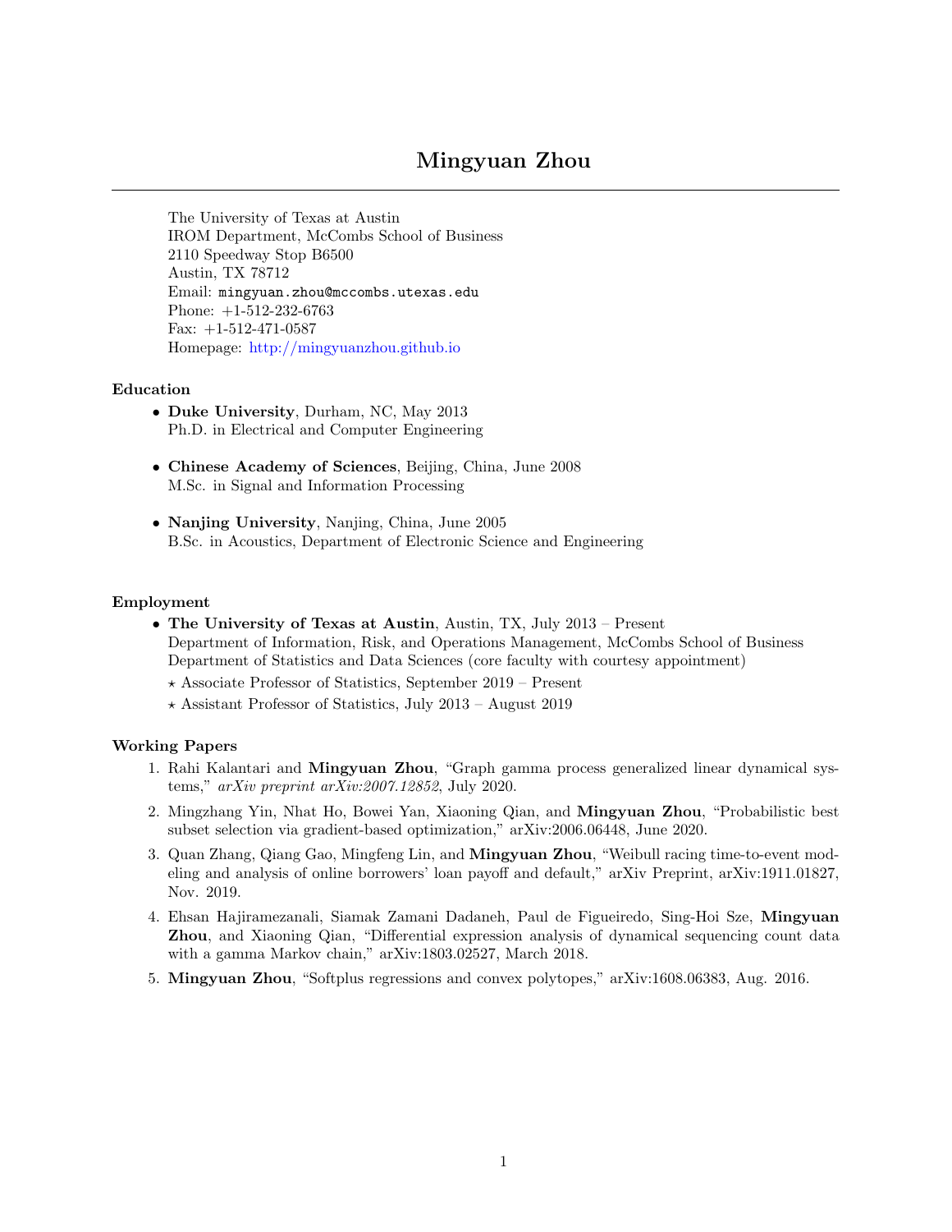# Mingyuan Zhou

The University of Texas at Austin
IROM Department, McCombs School of Business
2110 Speedway Stop B6500
Austin, TX 78712
Email: mingyuan.zhou@mccombs.utexas.edu
Phone: +1-512-232-6763
Fax: +1-512-471-0587
Homepage: http://mingyuanzhou.github.io

### Education

- **Duke University**, Durham, NC, May 2013
  Ph.D. in Electrical and Computer Engineering
- **Chinese Academy of Sciences**, Beijing, China, June 2008
  M.Sc. in Signal and Information Processing
- **Nanjing University**, Nanjing, China, June 2005
  B.Sc. in Acoustics, Department of Electronic Science and Engineering

### Employment

- **The University of Texas at Austin**, Austin, TX, July 2013 – Present
  Department of Information, Risk, and Operations Management, McCombs School of Business
  Department of Statistics and Data Sciences (core faculty with courtesy appointment)
  - ⋆ Associate Professor of Statistics, September 2019 – Present
  - ⋆ Assistant Professor of Statistics, July 2013 – August 2019

### Working Papers

1. Rahi Kalantari and **Mingyuan Zhou**, "Graph gamma process generalized linear dynamical systems," *arXiv preprint arXiv:2007.12852*, July 2020.
2. Mingzhang Yin, Nhat Ho, Bowei Yan, Xiaoning Qian, and **Mingyuan Zhou**, "Probabilistic best subset selection via gradient-based optimization," arXiv:2006.06448, June 2020.
3. Quan Zhang, Qiang Gao, Mingfeng Lin, and **Mingyuan Zhou**, "Weibull racing time-to-event modeling and analysis of online borrowers' loan payoff and default," arXiv Preprint, arXiv:1911.01827, Nov. 2019.
4. Ehsan Hajiramezanali, Siamak Zamani Dadaneh, Paul de Figueiredo, Sing-Hoi Sze, **Mingyuan Zhou**, and Xiaoning Qian, "Differential expression analysis of dynamical sequencing count data with a gamma Markov chain," arXiv:1803.02527, March 2018.
5. **Mingyuan Zhou**, "Softplus regressions and convex polytopes," arXiv:1608.06383, Aug. 2016.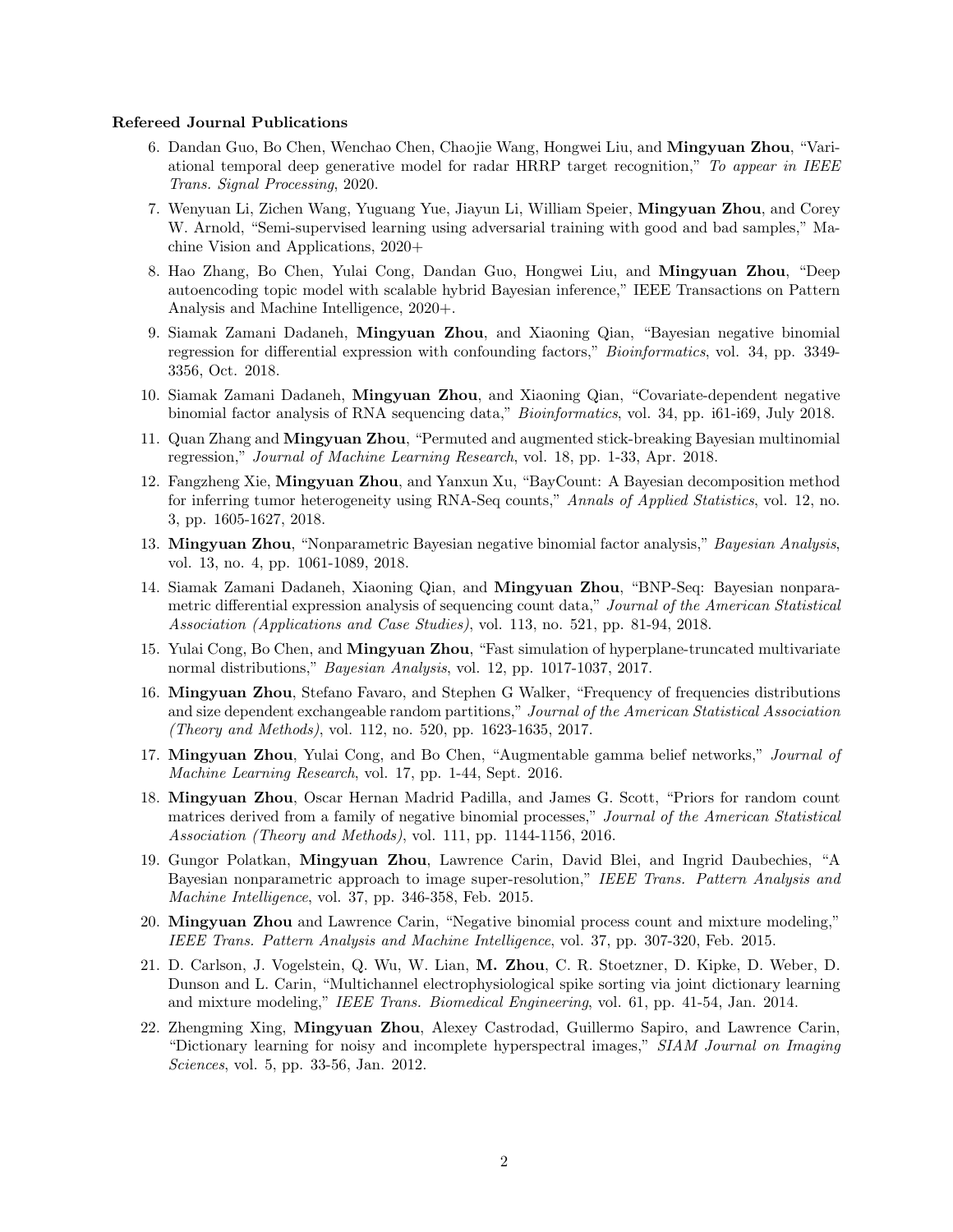**Refereed Journal Publications**

6. Dandan Guo, Bo Chen, Wenchao Chen, Chaojie Wang, Hongwei Liu, and **Mingyuan Zhou**, "Variational temporal deep generative model for radar HRRP target recognition," *To appear in IEEE Trans. Signal Processing*, 2020.
7. Wenyuan Li, Zichen Wang, Yuguang Yue, Jiayun Li, William Speier, **Mingyuan Zhou**, and Corey W. Arnold, "Semi-supervised learning using adversarial training with good and bad samples," Machine Vision and Applications, 2020+
8. Hao Zhang, Bo Chen, Yulai Cong, Dandan Guo, Hongwei Liu, and **Mingyuan Zhou**, "Deep autoencoding topic model with scalable hybrid Bayesian inference," IEEE Transactions on Pattern Analysis and Machine Intelligence, 2020+.
9. Siamak Zamani Dadaneh, **Mingyuan Zhou**, and Xiaoning Qian, "Bayesian negative binomial regression for differential expression with confounding factors," *Bioinformatics*, vol. 34, pp. 3349-3356, Oct. 2018.
10. Siamak Zamani Dadaneh, **Mingyuan Zhou**, and Xiaoning Qian, "Covariate-dependent negative binomial factor analysis of RNA sequencing data," *Bioinformatics*, vol. 34, pp. i61-i69, July 2018.
11. Quan Zhang and **Mingyuan Zhou**, "Permuted and augmented stick-breaking Bayesian multinomial regression," *Journal of Machine Learning Research*, vol. 18, pp. 1-33, Apr. 2018.
12. Fangzheng Xie, **Mingyuan Zhou**, and Yanxun Xu, "BayCount: A Bayesian decomposition method for inferring tumor heterogeneity using RNA-Seq counts," *Annals of Applied Statistics*, vol. 12, no. 3, pp. 1605-1627, 2018.
13. **Mingyuan Zhou**, "Nonparametric Bayesian negative binomial factor analysis," *Bayesian Analysis*, vol. 13, no. 4, pp. 1061-1089, 2018.
14. Siamak Zamani Dadaneh, Xiaoning Qian, and **Mingyuan Zhou**, "BNP-Seq: Bayesian nonparametric differential expression analysis of sequencing count data," *Journal of the American Statistical Association (Applications and Case Studies)*, vol. 113, no. 521, pp. 81-94, 2018.
15. Yulai Cong, Bo Chen, and **Mingyuan Zhou**, "Fast simulation of hyperplane-truncated multivariate normal distributions," *Bayesian Analysis*, vol. 12, pp. 1017-1037, 2017.
16. **Mingyuan Zhou**, Stefano Favaro, and Stephen G Walker, "Frequency of frequencies distributions and size dependent exchangeable random partitions," *Journal of the American Statistical Association (Theory and Methods)*, vol. 112, no. 520, pp. 1623-1635, 2017.
17. **Mingyuan Zhou**, Yulai Cong, and Bo Chen, "Augmentable gamma belief networks," *Journal of Machine Learning Research*, vol. 17, pp. 1-44, Sept. 2016.
18. **Mingyuan Zhou**, Oscar Hernan Madrid Padilla, and James G. Scott, "Priors for random count matrices derived from a family of negative binomial processes," *Journal of the American Statistical Association (Theory and Methods)*, vol. 111, pp. 1144-1156, 2016.
19. Gungor Polatkan, **Mingyuan Zhou**, Lawrence Carin, David Blei, and Ingrid Daubechies, "A Bayesian nonparametric approach to image super-resolution," *IEEE Trans. Pattern Analysis and Machine Intelligence*, vol. 37, pp. 346-358, Feb. 2015.
20. **Mingyuan Zhou** and Lawrence Carin, "Negative binomial process count and mixture modeling," *IEEE Trans. Pattern Analysis and Machine Intelligence*, vol. 37, pp. 307-320, Feb. 2015.
21. D. Carlson, J. Vogelstein, Q. Wu, W. Lian, **M. Zhou**, C. R. Stoetzner, D. Kipke, D. Weber, D. Dunson and L. Carin, "Multichannel electrophysiological spike sorting via joint dictionary learning and mixture modeling," *IEEE Trans. Biomedical Engineering*, vol. 61, pp. 41-54, Jan. 2014.
22. Zhengming Xing, **Mingyuan Zhou**, Alexey Castrodad, Guillermo Sapiro, and Lawrence Carin, "Dictionary learning for noisy and incomplete hyperspectral images," *SIAM Journal on Imaging Sciences*, vol. 5, pp. 33-56, Jan. 2012.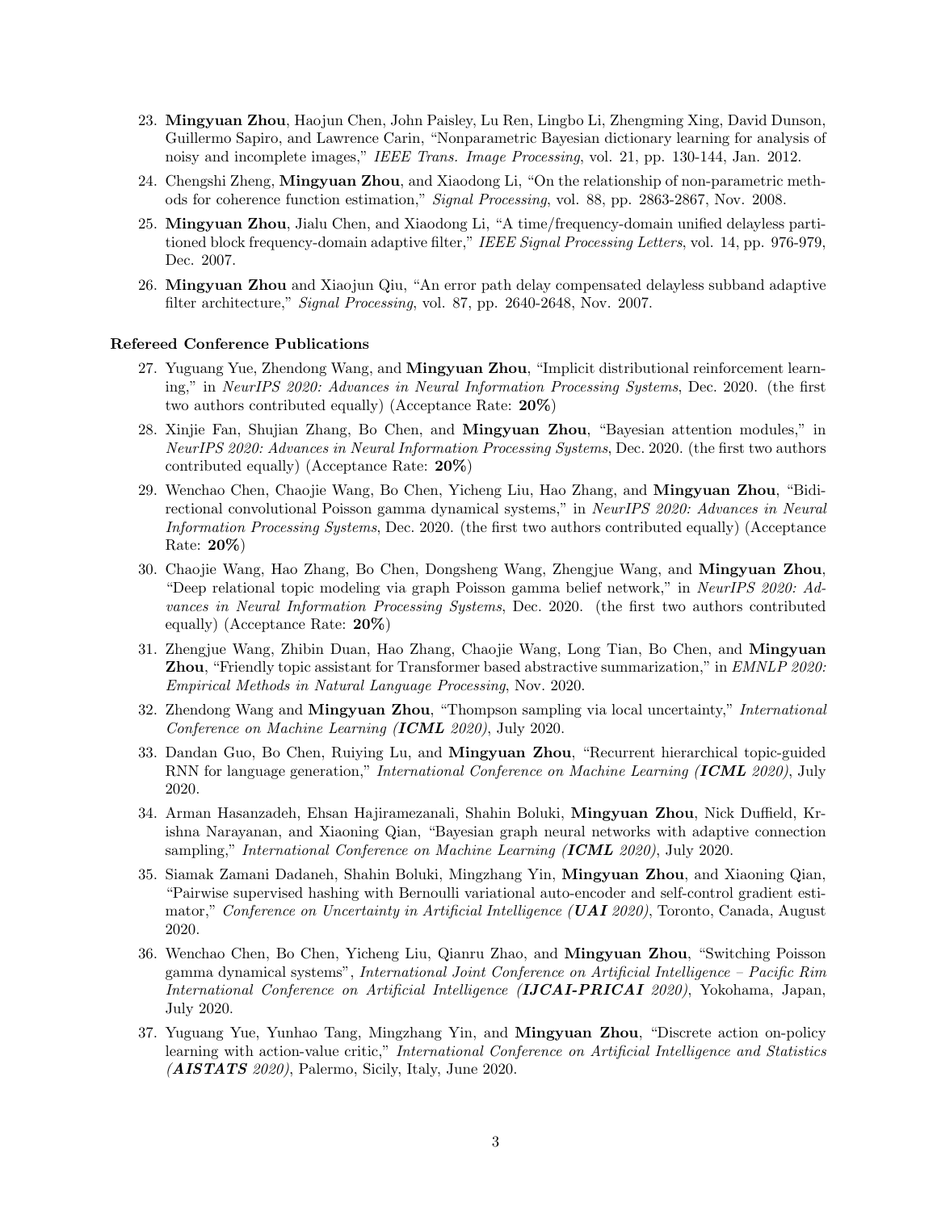23. **Mingyuan Zhou**, Haojun Chen, John Paisley, Lu Ren, Lingbo Li, Zhengming Xing, David Dunson, Guillermo Sapiro, and Lawrence Carin, "Nonparametric Bayesian dictionary learning for analysis of noisy and incomplete images," *IEEE Trans. Image Processing*, vol. 21, pp. 130-144, Jan. 2012.

24. Chengshi Zheng, **Mingyuan Zhou**, and Xiaodong Li, "On the relationship of non-parametric methods for coherence function estimation," *Signal Processing*, vol. 88, pp. 2863-2867, Nov. 2008.

25. **Mingyuan Zhou**, Jialu Chen, and Xiaodong Li, "A time/frequency-domain unified delayless partitioned block frequency-domain adaptive filter," *IEEE Signal Processing Letters*, vol. 14, pp. 976-979, Dec. 2007.

26. **Mingyuan Zhou** and Xiaojun Qiu, "An error path delay compensated delayless subband adaptive filter architecture," *Signal Processing*, vol. 87, pp. 2640-2648, Nov. 2007.

**Refereed Conference Publications**

27. Yuguang Yue, Zhendong Wang, and **Mingyuan Zhou**, "Implicit distributional reinforcement learning," in *NeurIPS 2020: Advances in Neural Information Processing Systems*, Dec. 2020. (the first two authors contributed equally) (Acceptance Rate: **20%**)

28. Xinjie Fan, Shujian Zhang, Bo Chen, and **Mingyuan Zhou**, "Bayesian attention modules," in *NeurIPS 2020: Advances in Neural Information Processing Systems*, Dec. 2020. (the first two authors contributed equally) (Acceptance Rate: **20%**)

29. Wenchao Chen, Chaojie Wang, Bo Chen, Yicheng Liu, Hao Zhang, and **Mingyuan Zhou**, "Bidirectional convolutional Poisson gamma dynamical systems," in *NeurIPS 2020: Advances in Neural Information Processing Systems*, Dec. 2020. (the first two authors contributed equally) (Acceptance Rate: **20%**)

30. Chaojie Wang, Hao Zhang, Bo Chen, Dongsheng Wang, Zhengjue Wang, and **Mingyuan Zhou**, "Deep relational topic modeling via graph Poisson gamma belief network," in *NeurIPS 2020: Advances in Neural Information Processing Systems*, Dec. 2020. (the first two authors contributed equally) (Acceptance Rate: **20%**)

31. Zhengjue Wang, Zhibin Duan, Hao Zhang, Chaojie Wang, Long Tian, Bo Chen, and **Mingyuan Zhou**, "Friendly topic assistant for Transformer based abstractive summarization," in *EMNLP 2020: Empirical Methods in Natural Language Processing*, Nov. 2020.

32. Zhendong Wang and **Mingyuan Zhou**, "Thompson sampling via local uncertainty," *International Conference on Machine Learning (**ICML** 2020)*, July 2020.

33. Dandan Guo, Bo Chen, Ruiying Lu, and **Mingyuan Zhou**, "Recurrent hierarchical topic-guided RNN for language generation," *International Conference on Machine Learning (**ICML** 2020)*, July 2020.

34. Arman Hasanzadeh, Ehsan Hajiramezanali, Shahin Boluki, **Mingyuan Zhou**, Nick Duffield, Krishna Narayanan, and Xiaoning Qian, "Bayesian graph neural networks with adaptive connection sampling," *International Conference on Machine Learning (**ICML** 2020)*, July 2020.

35. Siamak Zamani Dadaneh, Shahin Boluki, Mingzhang Yin, **Mingyuan Zhou**, and Xiaoning Qian, "Pairwise supervised hashing with Bernoulli variational auto-encoder and self-control gradient estimator," *Conference on Uncertainty in Artificial Intelligence (**UAI** 2020)*, Toronto, Canada, August 2020.

36. Wenchao Chen, Bo Chen, Yicheng Liu, Qianru Zhao, and **Mingyuan Zhou**, "Switching Poisson gamma dynamical systems", *International Joint Conference on Artificial Intelligence – Pacific Rim International Conference on Artificial Intelligence (**IJCAI-PRICAI** 2020)*, Yokohama, Japan, July 2020.

37. Yuguang Yue, Yunhao Tang, Mingzhang Yin, and **Mingyuan Zhou**, "Discrete action on-policy learning with action-value critic," *International Conference on Artificial Intelligence and Statistics (**AISTATS** 2020)*, Palermo, Sicily, Italy, June 2020.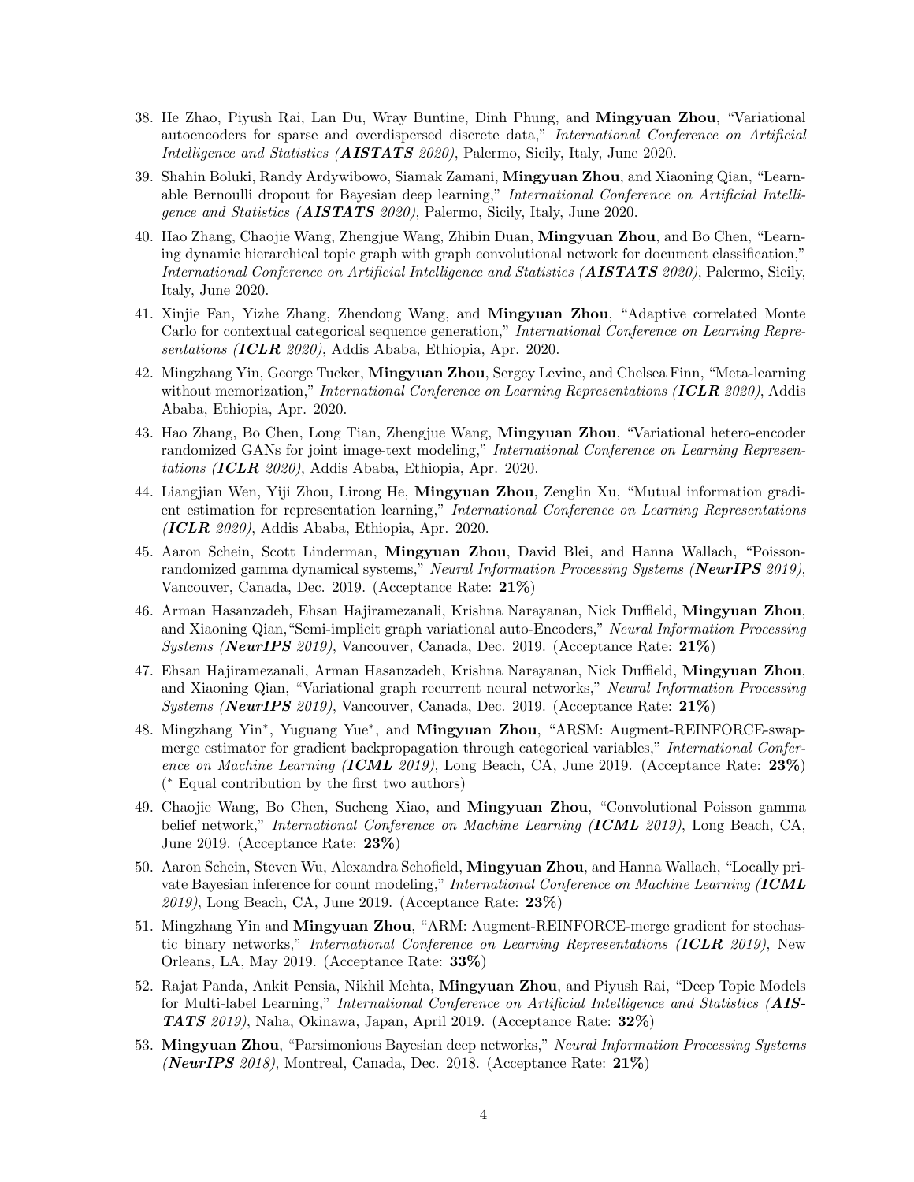38. He Zhao, Piyush Rai, Lan Du, Wray Buntine, Dinh Phung, and **Mingyuan Zhou**, "Variational autoencoders for sparse and overdispersed discrete data," *International Conference on Artificial Intelligence and Statistics (**AISTATS** 2020)*, Palermo, Sicily, Italy, June 2020.
39. Shahin Boluki, Randy Ardywibowo, Siamak Zamani, **Mingyuan Zhou**, and Xiaoning Qian, "Learnable Bernoulli dropout for Bayesian deep learning," *International Conference on Artificial Intelligence and Statistics (**AISTATS** 2020)*, Palermo, Sicily, Italy, June 2020.
40. Hao Zhang, Chaojie Wang, Zhengjue Wang, Zhibin Duan, **Mingyuan Zhou**, and Bo Chen, "Learning dynamic hierarchical topic graph with graph convolutional network for document classification," *International Conference on Artificial Intelligence and Statistics (**AISTATS** 2020)*, Palermo, Sicily, Italy, June 2020.
41. Xinjie Fan, Yizhe Zhang, Zhendong Wang, and **Mingyuan Zhou**, "Adaptive correlated Monte Carlo for contextual categorical sequence generation," *International Conference on Learning Representations (**ICLR** 2020)*, Addis Ababa, Ethiopia, Apr. 2020.
42. Mingzhang Yin, George Tucker, **Mingyuan Zhou**, Sergey Levine, and Chelsea Finn, "Meta-learning without memorization," *International Conference on Learning Representations (**ICLR** 2020)*, Addis Ababa, Ethiopia, Apr. 2020.
43. Hao Zhang, Bo Chen, Long Tian, Zhengjue Wang, **Mingyuan Zhou**, "Variational hetero-encoder randomized GANs for joint image-text modeling," *International Conference on Learning Representations (**ICLR** 2020)*, Addis Ababa, Ethiopia, Apr. 2020.
44. Liangjian Wen, Yiji Zhou, Lirong He, **Mingyuan Zhou**, Zenglin Xu, "Mutual information gradient estimation for representation learning," *International Conference on Learning Representations (**ICLR** 2020)*, Addis Ababa, Ethiopia, Apr. 2020.
45. Aaron Schein, Scott Linderman, **Mingyuan Zhou**, David Blei, and Hanna Wallach, "Poisson-randomized gamma dynamical systems," *Neural Information Processing Systems (**NeurIPS** 2019)*, Vancouver, Canada, Dec. 2019. (Acceptance Rate: **21%**)
46. Arman Hasanzadeh, Ehsan Hajiramezanali, Krishna Narayanan, Nick Duffield, **Mingyuan Zhou**, and Xiaoning Qian,"Semi-implicit graph variational auto-Encoders," *Neural Information Processing Systems (**NeurIPS** 2019)*, Vancouver, Canada, Dec. 2019. (Acceptance Rate: **21%**)
47. Ehsan Hajiramezanali, Arman Hasanzadeh, Krishna Narayanan, Nick Duffield, **Mingyuan Zhou**, and Xiaoning Qian, "Variational graph recurrent neural networks," *Neural Information Processing Systems (**NeurIPS** 2019)*, Vancouver, Canada, Dec. 2019. (Acceptance Rate: **21%**)
48. Mingzhang Yin*, Yuguang Yue*, and **Mingyuan Zhou**, "ARSM: Augment-REINFORCE-swap-merge estimator for gradient backpropagation through categorical variables," *International Conference on Machine Learning (**ICML** 2019)*, Long Beach, CA, June 2019. (Acceptance Rate: **23%**) (* Equal contribution by the first two authors)
49. Chaojie Wang, Bo Chen, Sucheng Xiao, and **Mingyuan Zhou**, "Convolutional Poisson gamma belief network," *International Conference on Machine Learning (**ICML** 2019)*, Long Beach, CA, June 2019. (Acceptance Rate: **23%**)
50. Aaron Schein, Steven Wu, Alexandra Schofield, **Mingyuan Zhou**, and Hanna Wallach, "Locally private Bayesian inference for count modeling," *International Conference on Machine Learning (**ICML** 2019)*, Long Beach, CA, June 2019. (Acceptance Rate: **23%**)
51. Mingzhang Yin and **Mingyuan Zhou**, "ARM: Augment-REINFORCE-merge gradient for stochastic binary networks," *International Conference on Learning Representations (**ICLR** 2019)*, New Orleans, LA, May 2019. (Acceptance Rate: **33%**)
52. Rajat Panda, Ankit Pensia, Nikhil Mehta, **Mingyuan Zhou**, and Piyush Rai, "Deep Topic Models for Multi-label Learning," *International Conference on Artificial Intelligence and Statistics (**AISTATS** 2019)*, Naha, Okinawa, Japan, April 2019. (Acceptance Rate: **32%**)
53. **Mingyuan Zhou**, "Parsimonious Bayesian deep networks," *Neural Information Processing Systems (**NeurIPS** 2018)*, Montreal, Canada, Dec. 2018. (Acceptance Rate: **21%**)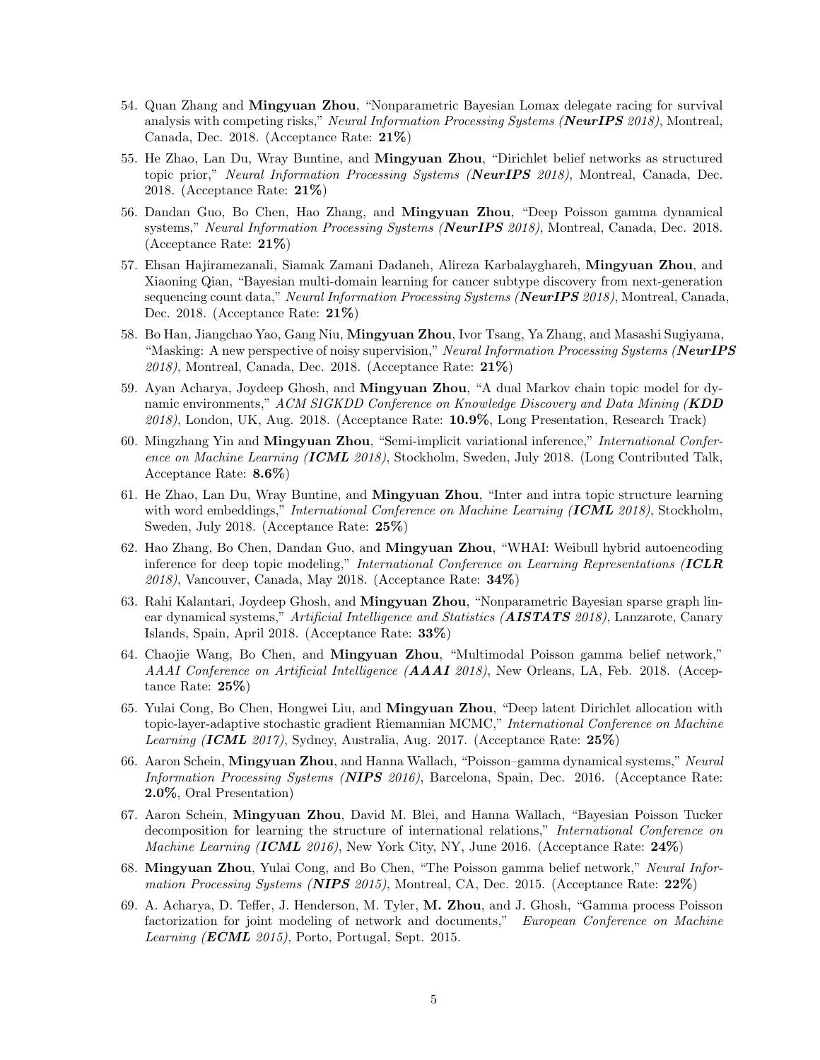54. Quan Zhang and **Mingyuan Zhou**, "Nonparametric Bayesian Lomax delegate racing for survival analysis with competing risks," *Neural Information Processing Systems (**NeurIPS** 2018)*, Montreal, Canada, Dec. 2018. (Acceptance Rate: **21%**)

55. He Zhao, Lan Du, Wray Buntine, and **Mingyuan Zhou**, "Dirichlet belief networks as structured topic prior," *Neural Information Processing Systems (**NeurIPS** 2018)*, Montreal, Canada, Dec. 2018. (Acceptance Rate: **21%**)

56. Dandan Guo, Bo Chen, Hao Zhang, and **Mingyuan Zhou**, "Deep Poisson gamma dynamical systems," *Neural Information Processing Systems (**NeurIPS** 2018)*, Montreal, Canada, Dec. 2018. (Acceptance Rate: **21%**)

57. Ehsan Hajiramezanali, Siamak Zamani Dadaneh, Alireza Karbalayghareh, **Mingyuan Zhou**, and Xiaoning Qian, "Bayesian multi-domain learning for cancer subtype discovery from next-generation sequencing count data," *Neural Information Processing Systems (**NeurIPS** 2018)*, Montreal, Canada, Dec. 2018. (Acceptance Rate: **21%**)

58. Bo Han, Jiangchao Yao, Gang Niu, **Mingyuan Zhou**, Ivor Tsang, Ya Zhang, and Masashi Sugiyama, "Masking: A new perspective of noisy supervision," *Neural Information Processing Systems (**NeurIPS** 2018)*, Montreal, Canada, Dec. 2018. (Acceptance Rate: **21%**)

59. Ayan Acharya, Joydeep Ghosh, and **Mingyuan Zhou**, "A dual Markov chain topic model for dynamic environments," *ACM SIGKDD Conference on Knowledge Discovery and Data Mining (**KDD** 2018)*, London, UK, Aug. 2018. (Acceptance Rate: **10.9%**, Long Presentation, Research Track)

60. Mingzhang Yin and **Mingyuan Zhou**, "Semi-implicit variational inference," *International Conference on Machine Learning (**ICML** 2018)*, Stockholm, Sweden, July 2018. (Long Contributed Talk, Acceptance Rate: **8.6%**)

61. He Zhao, Lan Du, Wray Buntine, and **Mingyuan Zhou**, "Inter and intra topic structure learning with word embeddings," *International Conference on Machine Learning (**ICML** 2018)*, Stockholm, Sweden, July 2018. (Acceptance Rate: **25%**)

62. Hao Zhang, Bo Chen, Dandan Guo, and **Mingyuan Zhou**, "WHAI: Weibull hybrid autoencoding inference for deep topic modeling," *International Conference on Learning Representations (**ICLR** 2018)*, Vancouver, Canada, May 2018. (Acceptance Rate: **34%**)

63. Rahi Kalantari, Joydeep Ghosh, and **Mingyuan Zhou**, "Nonparametric Bayesian sparse graph linear dynamical systems," *Artificial Intelligence and Statistics (**AISTATS** 2018)*, Lanzarote, Canary Islands, Spain, April 2018. (Acceptance Rate: **33%**)

64. Chaojie Wang, Bo Chen, and **Mingyuan Zhou**, "Multimodal Poisson gamma belief network," *AAAI Conference on Artificial Intelligence (**AAAI** 2018)*, New Orleans, LA, Feb. 2018. (Acceptance Rate: **25%**)

65. Yulai Cong, Bo Chen, Hongwei Liu, and **Mingyuan Zhou**, "Deep latent Dirichlet allocation with topic-layer-adaptive stochastic gradient Riemannian MCMC," *International Conference on Machine Learning (**ICML** 2017)*, Sydney, Australia, Aug. 2017. (Acceptance Rate: **25%**)

66. Aaron Schein, **Mingyuan Zhou**, and Hanna Wallach, "Poisson–gamma dynamical systems," *Neural Information Processing Systems (**NIPS** 2016)*, Barcelona, Spain, Dec. 2016. (Acceptance Rate: **2.0%**, Oral Presentation)

67. Aaron Schein, **Mingyuan Zhou**, David M. Blei, and Hanna Wallach, "Bayesian Poisson Tucker decomposition for learning the structure of international relations," *International Conference on Machine Learning (**ICML** 2016)*, New York City, NY, June 2016. (Acceptance Rate: **24%**)

68. **Mingyuan Zhou**, Yulai Cong, and Bo Chen, "The Poisson gamma belief network," *Neural Information Processing Systems (**NIPS** 2015)*, Montreal, CA, Dec. 2015. (Acceptance Rate: **22%**)

69. A. Acharya, D. Teffer, J. Henderson, M. Tyler, **M. Zhou**, and J. Ghosh, "Gamma process Poisson factorization for joint modeling of network and documents," *European Conference on Machine Learning (**ECML** 2015)*, Porto, Portugal, Sept. 2015.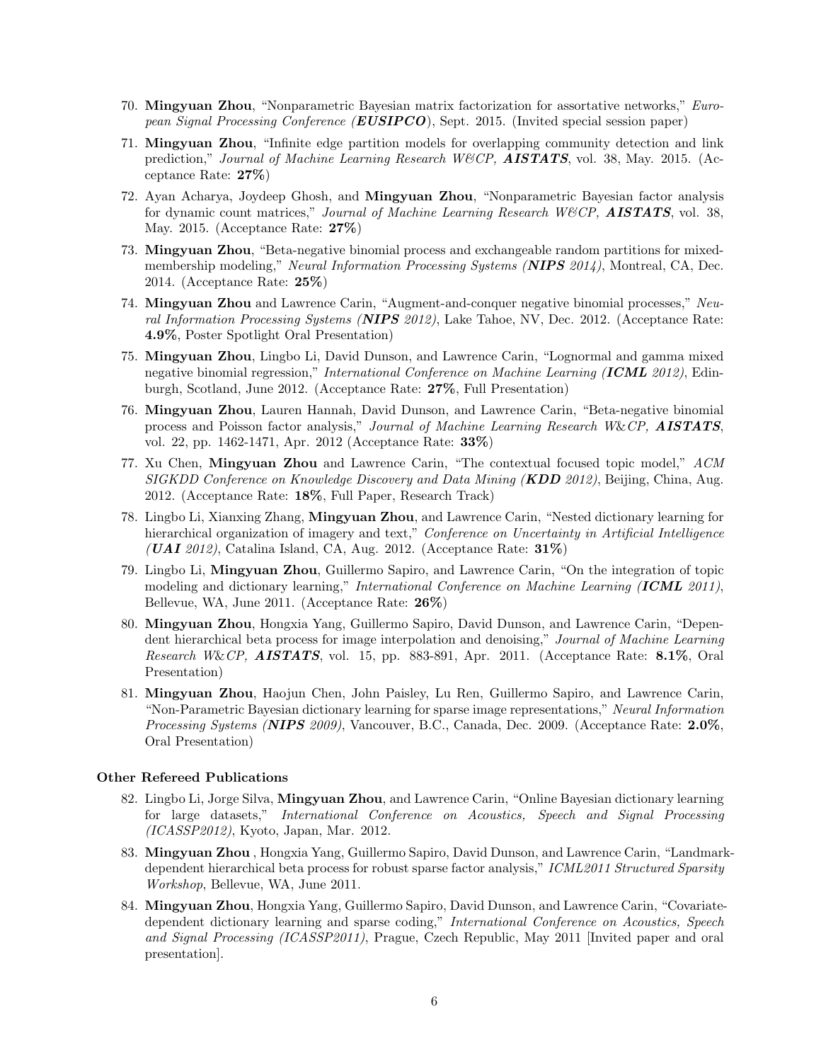70. **Mingyuan Zhou**, "Nonparametric Bayesian matrix factorization for assortative networks," *European Signal Processing Conference (**EUSIPCO**)*, Sept. 2015. (Invited special session paper)

71. **Mingyuan Zhou**, "Infinite edge partition models for overlapping community detection and link prediction," *Journal of Machine Learning Research W&CP, **AISTATS***, vol. 38, May. 2015. (Acceptance Rate: **27%**)

72. Ayan Acharya, Joydeep Ghosh, and **Mingyuan Zhou**, "Nonparametric Bayesian factor analysis for dynamic count matrices," *Journal of Machine Learning Research W&CP, **AISTATS***, vol. 38, May. 2015. (Acceptance Rate: **27%**)

73. **Mingyuan Zhou**, "Beta-negative binomial process and exchangeable random partitions for mixed-membership modeling," *Neural Information Processing Systems (**NIPS** 2014)*, Montreal, CA, Dec. 2014. (Acceptance Rate: **25%**)

74. **Mingyuan Zhou** and Lawrence Carin, "Augment-and-conquer negative binomial processes," *Neural Information Processing Systems (**NIPS** 2012)*, Lake Tahoe, NV, Dec. 2012. (Acceptance Rate: **4.9%**, Poster Spotlight Oral Presentation)

75. **Mingyuan Zhou**, Lingbo Li, David Dunson, and Lawrence Carin, "Lognormal and gamma mixed negative binomial regression," *International Conference on Machine Learning (**ICML** 2012)*, Edinburgh, Scotland, June 2012. (Acceptance Rate: **27%**, Full Presentation)

76. **Mingyuan Zhou**, Lauren Hannah, David Dunson, and Lawrence Carin, "Beta-negative binomial process and Poisson factor analysis," *Journal of Machine Learning Research W&CP, **AISTATS***, vol. 22, pp. 1462-1471, Apr. 2012 (Acceptance Rate: **33%**)

77. Xu Chen, **Mingyuan Zhou** and Lawrence Carin, "The contextual focused topic model," *ACM SIGKDD Conference on Knowledge Discovery and Data Mining (**KDD** 2012)*, Beijing, China, Aug. 2012. (Acceptance Rate: **18%**, Full Paper, Research Track)

78. Lingbo Li, Xianxing Zhang, **Mingyuan Zhou**, and Lawrence Carin, "Nested dictionary learning for hierarchical organization of imagery and text," *Conference on Uncertainty in Artificial Intelligence (**UAI** 2012)*, Catalina Island, CA, Aug. 2012. (Acceptance Rate: **31%**)

79. Lingbo Li, **Mingyuan Zhou**, Guillermo Sapiro, and Lawrence Carin, "On the integration of topic modeling and dictionary learning," *International Conference on Machine Learning (**ICML** 2011)*, Bellevue, WA, June 2011. (Acceptance Rate: **26%**)

80. **Mingyuan Zhou**, Hongxia Yang, Guillermo Sapiro, David Dunson, and Lawrence Carin, "Dependent hierarchical beta process for image interpolation and denoising," *Journal of Machine Learning Research W&CP, **AISTATS***, vol. 15, pp. 883-891, Apr. 2011. (Acceptance Rate: **8.1%**, Oral Presentation)

81. **Mingyuan Zhou**, Haojun Chen, John Paisley, Lu Ren, Guillermo Sapiro, and Lawrence Carin, "Non-Parametric Bayesian dictionary learning for sparse image representations," *Neural Information Processing Systems (**NIPS** 2009)*, Vancouver, B.C., Canada, Dec. 2009. (Acceptance Rate: **2.0%**, Oral Presentation)

### Other Refereed Publications

82. Lingbo Li, Jorge Silva, **Mingyuan Zhou**, and Lawrence Carin, "Online Bayesian dictionary learning for large datasets," *International Conference on Acoustics, Speech and Signal Processing (ICASSP2012)*, Kyoto, Japan, Mar. 2012.

83. **Mingyuan Zhou** , Hongxia Yang, Guillermo Sapiro, David Dunson, and Lawrence Carin, "Landmark-dependent hierarchical beta process for robust sparse factor analysis," *ICML2011 Structured Sparsity Workshop*, Bellevue, WA, June 2011.

84. **Mingyuan Zhou**, Hongxia Yang, Guillermo Sapiro, David Dunson, and Lawrence Carin, "Covariate-dependent dictionary learning and sparse coding," *International Conference on Acoustics, Speech and Signal Processing (ICASSP2011)*, Prague, Czech Republic, May 2011 [Invited paper and oral presentation].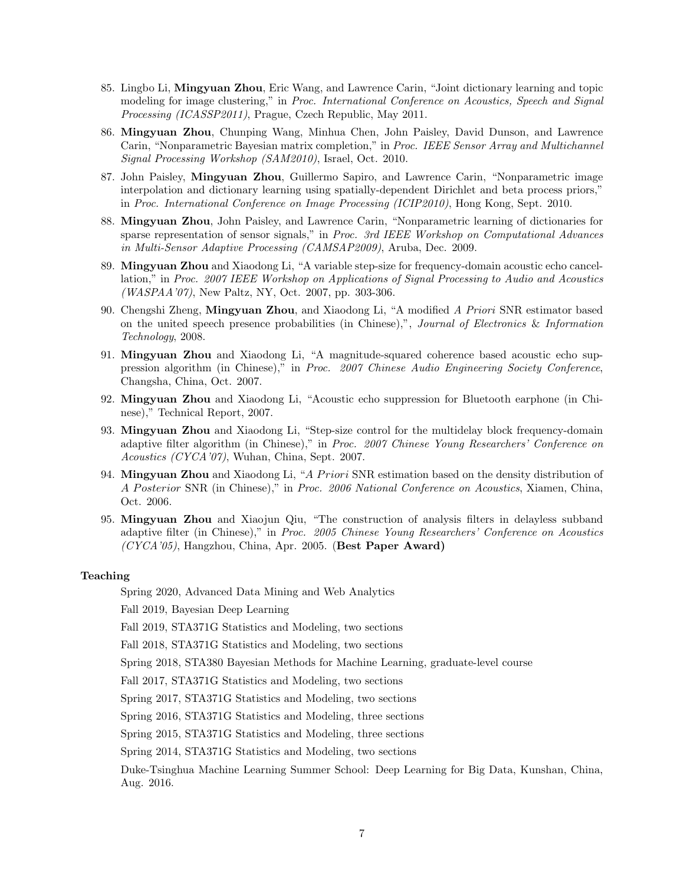85. Lingbo Li, **Mingyuan Zhou**, Eric Wang, and Lawrence Carin, "Joint dictionary learning and topic modeling for image clustering," in *Proc. International Conference on Acoustics, Speech and Signal Processing (ICASSP2011)*, Prague, Czech Republic, May 2011.

86. **Mingyuan Zhou**, Chunping Wang, Minhua Chen, John Paisley, David Dunson, and Lawrence Carin, "Nonparametric Bayesian matrix completion," in *Proc. IEEE Sensor Array and Multichannel Signal Processing Workshop (SAM2010)*, Israel, Oct. 2010.

87. John Paisley, **Mingyuan Zhou**, Guillermo Sapiro, and Lawrence Carin, "Nonparametric image interpolation and dictionary learning using spatially-dependent Dirichlet and beta process priors," in *Proc. International Conference on Image Processing (ICIP2010)*, Hong Kong, Sept. 2010.

88. **Mingyuan Zhou**, John Paisley, and Lawrence Carin, "Nonparametric learning of dictionaries for sparse representation of sensor signals," in *Proc. 3rd IEEE Workshop on Computational Advances in Multi-Sensor Adaptive Processing (CAMSAP2009)*, Aruba, Dec. 2009.

89. **Mingyuan Zhou** and Xiaodong Li, "A variable step-size for frequency-domain acoustic echo cancellation," in *Proc. 2007 IEEE Workshop on Applications of Signal Processing to Audio and Acoustics (WASPAA'07)*, New Paltz, NY, Oct. 2007, pp. 303-306.

90. Chengshi Zheng, **Mingyuan Zhou**, and Xiaodong Li, "A modified *A Priori* SNR estimator based on the united speech presence probabilities (in Chinese),", *Journal of Electronics* & *Information Technology*, 2008.

91. **Mingyuan Zhou** and Xiaodong Li, "A magnitude-squared coherence based acoustic echo suppression algorithm (in Chinese)," in *Proc. 2007 Chinese Audio Engineering Society Conference*, Changsha, China, Oct. 2007.

92. **Mingyuan Zhou** and Xiaodong Li, "Acoustic echo suppression for Bluetooth earphone (in Chinese)," Technical Report, 2007.

93. **Mingyuan Zhou** and Xiaodong Li, "Step-size control for the multidelay block frequency-domain adaptive filter algorithm (in Chinese)," in *Proc. 2007 Chinese Young Researchers' Conference on Acoustics (CYCA'07)*, Wuhan, China, Sept. 2007.

94. **Mingyuan Zhou** and Xiaodong Li, "*A Priori* SNR estimation based on the density distribution of *A Posterior* SNR (in Chinese)," in *Proc. 2006 National Conference on Acoustics*, Xiamen, China, Oct. 2006.

95. **Mingyuan Zhou** and Xiaojun Qiu, "The construction of analysis filters in delayless subband adaptive filter (in Chinese)," in *Proc. 2005 Chinese Young Researchers' Conference on Acoustics (CYCA'05)*, Hangzhou, China, Apr. 2005. (**Best Paper Award)**

### Teaching

Spring 2020, Advanced Data Mining and Web Analytics

Fall 2019, Bayesian Deep Learning

Fall 2019, STA371G Statistics and Modeling, two sections

Fall 2018, STA371G Statistics and Modeling, two sections

Spring 2018, STA380 Bayesian Methods for Machine Learning, graduate-level course

Fall 2017, STA371G Statistics and Modeling, two sections

Spring 2017, STA371G Statistics and Modeling, two sections

Spring 2016, STA371G Statistics and Modeling, three sections

Spring 2015, STA371G Statistics and Modeling, three sections

Spring 2014, STA371G Statistics and Modeling, two sections

Duke-Tsinghua Machine Learning Summer School: Deep Learning for Big Data, Kunshan, China, Aug. 2016.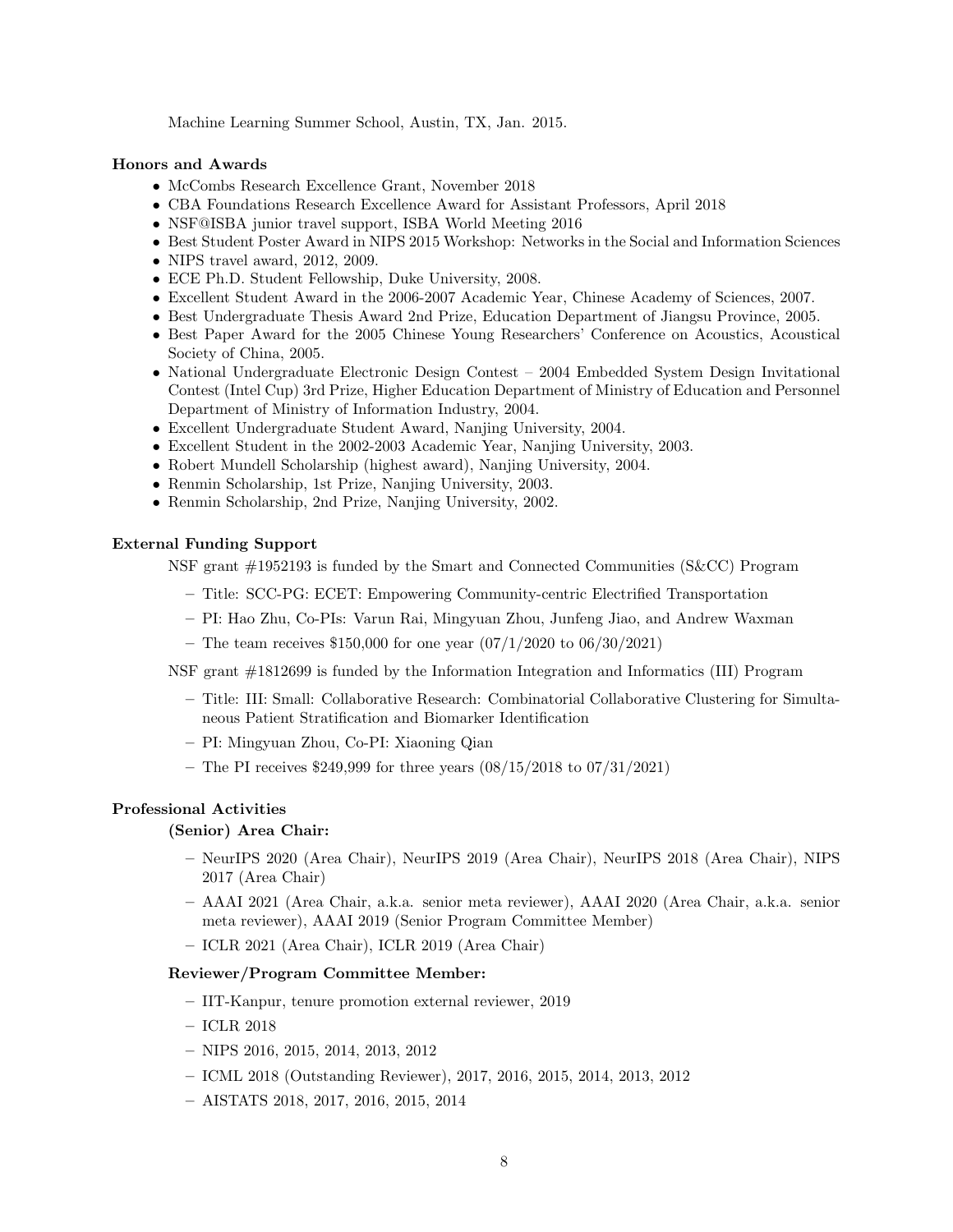Machine Learning Summer School, Austin, TX, Jan. 2015.

### Honors and Awards

- McCombs Research Excellence Grant, November 2018
- CBA Foundations Research Excellence Award for Assistant Professors, April 2018
- NSF@ISBA junior travel support, ISBA World Meeting 2016
- Best Student Poster Award in NIPS 2015 Workshop: Networks in the Social and Information Sciences
- NIPS travel award, 2012, 2009.
- ECE Ph.D. Student Fellowship, Duke University, 2008.
- Excellent Student Award in the 2006-2007 Academic Year, Chinese Academy of Sciences, 2007.
- Best Undergraduate Thesis Award 2nd Prize, Education Department of Jiangsu Province, 2005.
- Best Paper Award for the 2005 Chinese Young Researchers' Conference on Acoustics, Acoustical Society of China, 2005.
- National Undergraduate Electronic Design Contest – 2004 Embedded System Design Invitational Contest (Intel Cup) 3rd Prize, Higher Education Department of Ministry of Education and Personnel Department of Ministry of Information Industry, 2004.
- Excellent Undergraduate Student Award, Nanjing University, 2004.
- Excellent Student in the 2002-2003 Academic Year, Nanjing University, 2003.
- Robert Mundell Scholarship (highest award), Nanjing University, 2004.
- Renmin Scholarship, 1st Prize, Nanjing University, 2003.
- Renmin Scholarship, 2nd Prize, Nanjing University, 2002.

### External Funding Support

NSF grant #1952193 is funded by the Smart and Connected Communities (S&CC) Program

- Title: SCC-PG: ECET: Empowering Community-centric Electrified Transportation
- PI: Hao Zhu, Co-PIs: Varun Rai, Mingyuan Zhou, Junfeng Jiao, and Andrew Waxman
- The team receives $150,000 for one year (07/1/2020 to 06/30/2021)

NSF grant #1812699 is funded by the Information Integration and Informatics (III) Program

- Title: III: Small: Collaborative Research: Combinatorial Collaborative Clustering for Simultaneous Patient Stratification and Biomarker Identification
- PI: Mingyuan Zhou, Co-PI: Xiaoning Qian
- The PI receives $249,999 for three years (08/15/2018 to 07/31/2021)

### Professional Activities

#### (Senior) Area Chair:

- NeurIPS 2020 (Area Chair), NeurIPS 2019 (Area Chair), NeurIPS 2018 (Area Chair), NIPS 2017 (Area Chair)
- AAAI 2021 (Area Chair, a.k.a. senior meta reviewer), AAAI 2020 (Area Chair, a.k.a. senior meta reviewer), AAAI 2019 (Senior Program Committee Member)
- ICLR 2021 (Area Chair), ICLR 2019 (Area Chair)

#### Reviewer/Program Committee Member:

- IIT-Kanpur, tenure promotion external reviewer, 2019
- ICLR 2018
- NIPS 2016, 2015, 2014, 2013, 2012
- ICML 2018 (Outstanding Reviewer), 2017, 2016, 2015, 2014, 2013, 2012
- AISTATS 2018, 2017, 2016, 2015, 2014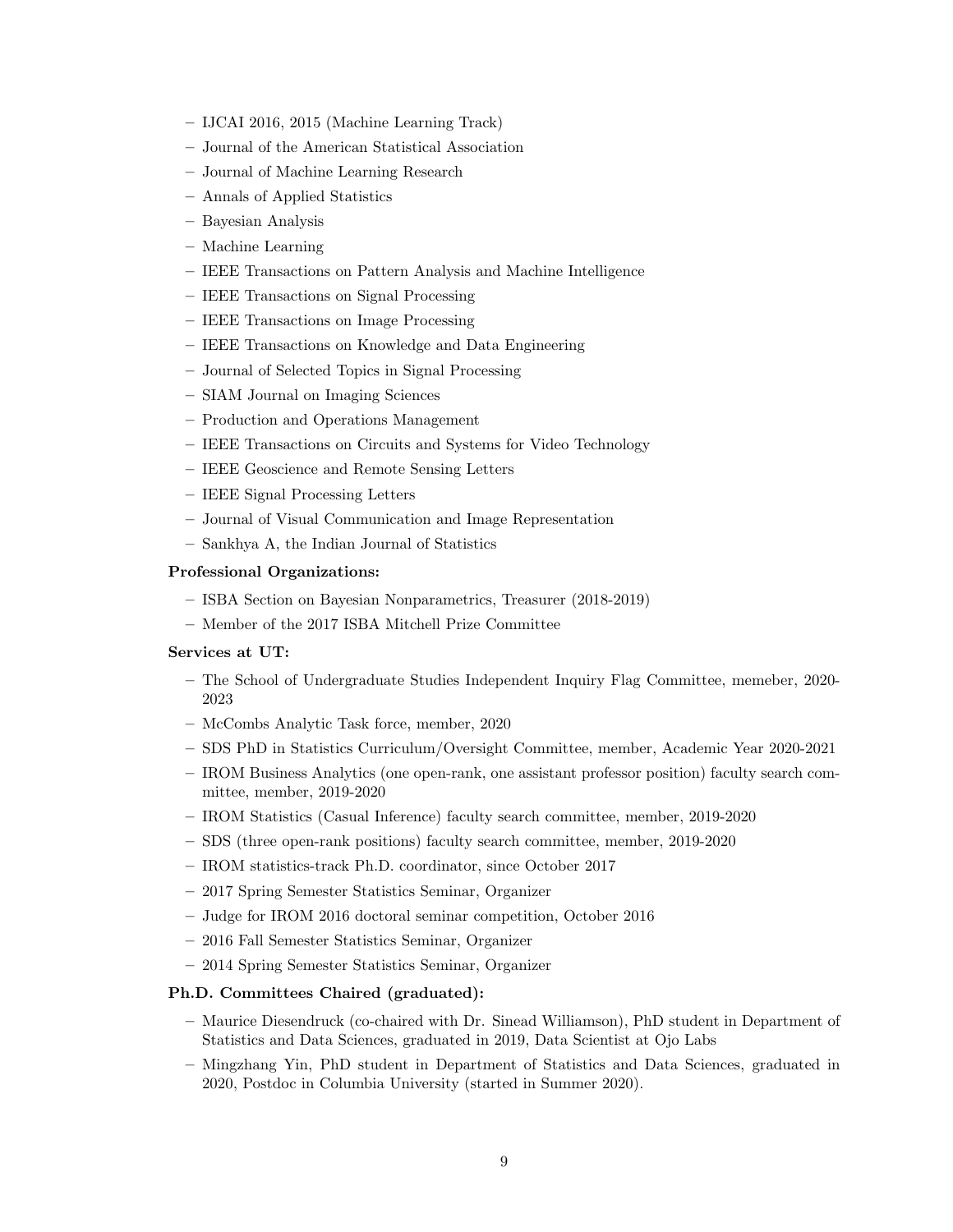- IJCAI 2016, 2015 (Machine Learning Track)
- Journal of the American Statistical Association
- Journal of Machine Learning Research
- Annals of Applied Statistics
- Bayesian Analysis
- Machine Learning
- IEEE Transactions on Pattern Analysis and Machine Intelligence
- IEEE Transactions on Signal Processing
- IEEE Transactions on Image Processing
- IEEE Transactions on Knowledge and Data Engineering
- Journal of Selected Topics in Signal Processing
- SIAM Journal on Imaging Sciences
- Production and Operations Management
- IEEE Transactions on Circuits and Systems for Video Technology
- IEEE Geoscience and Remote Sensing Letters
- IEEE Signal Processing Letters
- Journal of Visual Communication and Image Representation
- Sankhya A, the Indian Journal of Statistics

**Professional Organizations:**

- ISBA Section on Bayesian Nonparametrics, Treasurer (2018-2019)
- Member of the 2017 ISBA Mitchell Prize Committee

**Services at UT:**

- The School of Undergraduate Studies Independent Inquiry Flag Committee, memeber, 2020-2023
- McCombs Analytic Task force, member, 2020
- SDS PhD in Statistics Curriculum/Oversight Committee, member, Academic Year 2020-2021
- IROM Business Analytics (one open-rank, one assistant professor position) faculty search committee, member, 2019-2020
- IROM Statistics (Casual Inference) faculty search committee, member, 2019-2020
- SDS (three open-rank positions) faculty search committee, member, 2019-2020
- IROM statistics-track Ph.D. coordinator, since October 2017
- 2017 Spring Semester Statistics Seminar, Organizer
- Judge for IROM 2016 doctoral seminar competition, October 2016
- 2016 Fall Semester Statistics Seminar, Organizer
- 2014 Spring Semester Statistics Seminar, Organizer

**Ph.D. Committees Chaired (graduated):**

- Maurice Diesendruck (co-chaired with Dr. Sinead Williamson), PhD student in Department of Statistics and Data Sciences, graduated in 2019, Data Scientist at Ojo Labs
- Mingzhang Yin, PhD student in Department of Statistics and Data Sciences, graduated in 2020, Postdoc in Columbia University (started in Summer 2020).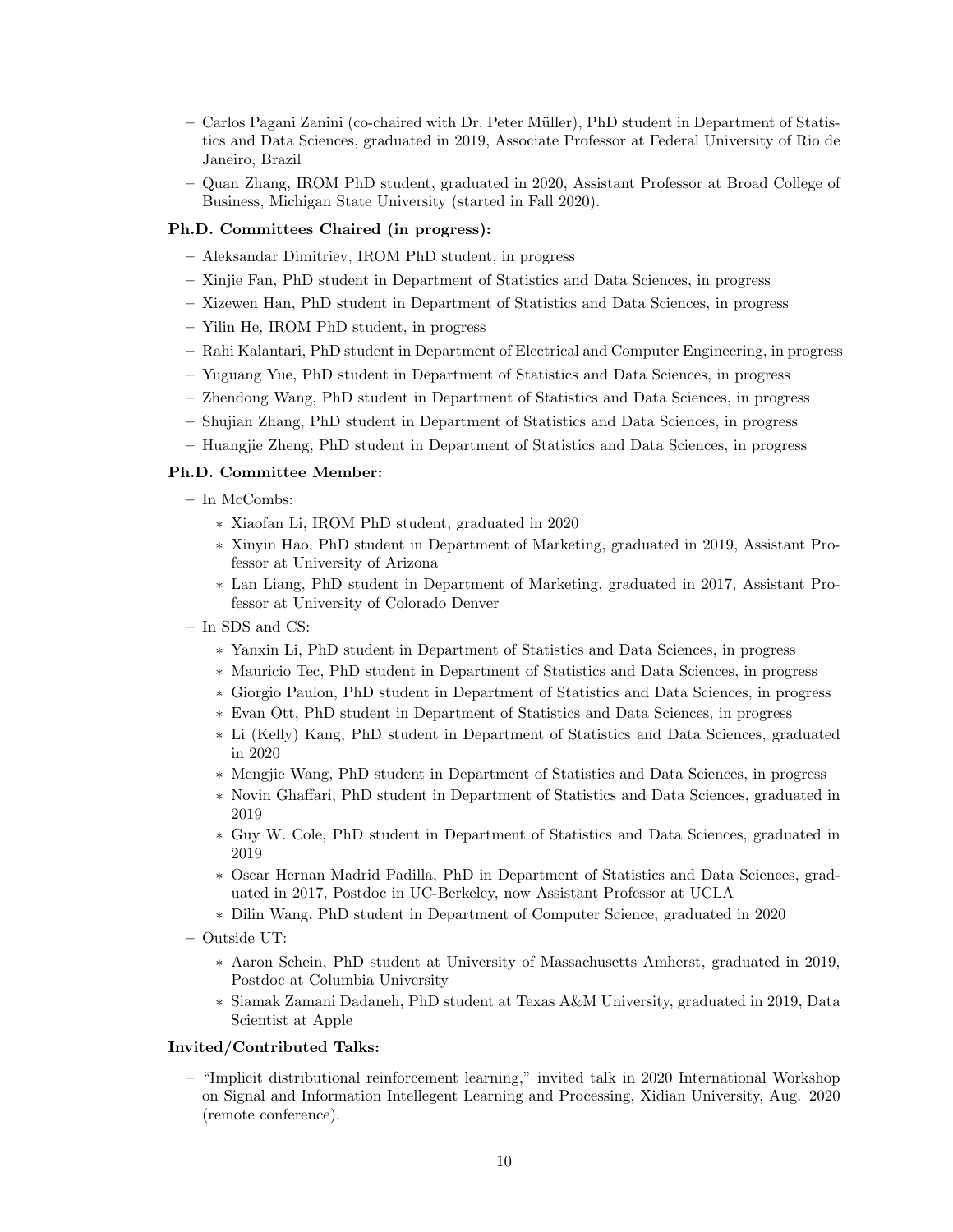- Carlos Pagani Zanini (co-chaired with Dr. Peter Müller), PhD student in Department of Statistics and Data Sciences, graduated in 2019, Associate Professor at Federal University of Rio de Janeiro, Brazil
- Quan Zhang, IROM PhD student, graduated in 2020, Assistant Professor at Broad College of Business, Michigan State University (started in Fall 2020).

**Ph.D. Committees Chaired (in progress):**

- Aleksandar Dimitriev, IROM PhD student, in progress
- Xinjie Fan, PhD student in Department of Statistics and Data Sciences, in progress
- Xizewen Han, PhD student in Department of Statistics and Data Sciences, in progress
- Yilin He, IROM PhD student, in progress
- Rahi Kalantari, PhD student in Department of Electrical and Computer Engineering, in progress
- Yuguang Yue, PhD student in Department of Statistics and Data Sciences, in progress
- Zhendong Wang, PhD student in Department of Statistics and Data Sciences, in progress
- Shujian Zhang, PhD student in Department of Statistics and Data Sciences, in progress
- Huangjie Zheng, PhD student in Department of Statistics and Data Sciences, in progress

**Ph.D. Committee Member:**

- In McCombs:
  - Xiaofan Li, IROM PhD student, graduated in 2020
  - Xinyin Hao, PhD student in Department of Marketing, graduated in 2019, Assistant Professor at University of Arizona
  - Lan Liang, PhD student in Department of Marketing, graduated in 2017, Assistant Professor at University of Colorado Denver
- In SDS and CS:
  - Yanxin Li, PhD student in Department of Statistics and Data Sciences, in progress
  - Mauricio Tec, PhD student in Department of Statistics and Data Sciences, in progress
  - Giorgio Paulon, PhD student in Department of Statistics and Data Sciences, in progress
  - Evan Ott, PhD student in Department of Statistics and Data Sciences, in progress
  - Li (Kelly) Kang, PhD student in Department of Statistics and Data Sciences, graduated in 2020
  - Mengjie Wang, PhD student in Department of Statistics and Data Sciences, in progress
  - Novin Ghaffari, PhD student in Department of Statistics and Data Sciences, graduated in 2019
  - Guy W. Cole, PhD student in Department of Statistics and Data Sciences, graduated in 2019
  - Oscar Hernan Madrid Padilla, PhD in Department of Statistics and Data Sciences, graduated in 2017, Postdoc in UC-Berkeley, now Assistant Professor at UCLA
  - Dilin Wang, PhD student in Department of Computer Science, graduated in 2020
- Outside UT:
  - Aaron Schein, PhD student at University of Massachusetts Amherst, graduated in 2019, Postdoc at Columbia University
  - Siamak Zamani Dadaneh, PhD student at Texas A&M University, graduated in 2019, Data Scientist at Apple

**Invited/Contributed Talks:**

- "Implicit distributional reinforcement learning," invited talk in 2020 International Workshop on Signal and Information Intellegent Learning and Processing, Xidian University, Aug. 2020 (remote conference).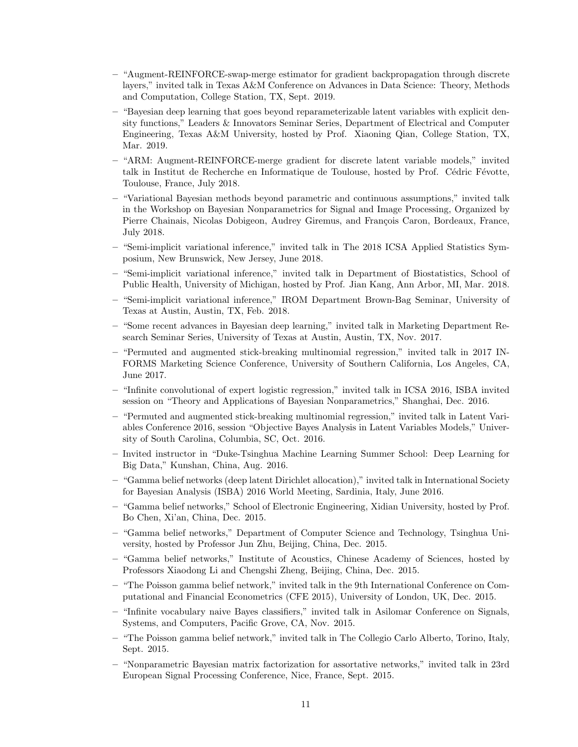- "Augment-REINFORCE-swap-merge estimator for gradient backpropagation through discrete layers," invited talk in Texas A&M Conference on Advances in Data Science: Theory, Methods and Computation, College Station, TX, Sept. 2019.
- "Bayesian deep learning that goes beyond reparameterizable latent variables with explicit density functions," Leaders & Innovators Seminar Series, Department of Electrical and Computer Engineering, Texas A&M University, hosted by Prof. Xiaoning Qian, College Station, TX, Mar. 2019.
- "ARM: Augment-REINFORCE-merge gradient for discrete latent variable models," invited talk in Institut de Recherche en Informatique de Toulouse, hosted by Prof. Cédric Févotte, Toulouse, France, July 2018.
- "Variational Bayesian methods beyond parametric and continuous assumptions," invited talk in the Workshop on Bayesian Nonparametrics for Signal and Image Processing, Organized by Pierre Chainais, Nicolas Dobigeon, Audrey Giremus, and François Caron, Bordeaux, France, July 2018.
- "Semi-implicit variational inference," invited talk in The 2018 ICSA Applied Statistics Symposium, New Brunswick, New Jersey, June 2018.
- "Semi-implicit variational inference," invited talk in Department of Biostatistics, School of Public Health, University of Michigan, hosted by Prof. Jian Kang, Ann Arbor, MI, Mar. 2018.
- "Semi-implicit variational inference," IROM Department Brown-Bag Seminar, University of Texas at Austin, Austin, TX, Feb. 2018.
- "Some recent advances in Bayesian deep learning," invited talk in Marketing Department Research Seminar Series, University of Texas at Austin, Austin, TX, Nov. 2017.
- "Permuted and augmented stick-breaking multinomial regression," invited talk in 2017 INFORMS Marketing Science Conference, University of Southern California, Los Angeles, CA, June 2017.
- "Infinite convolutional of expert logistic regression," invited talk in ICSA 2016, ISBA invited session on "Theory and Applications of Bayesian Nonparametrics," Shanghai, Dec. 2016.
- "Permuted and augmented stick-breaking multinomial regression," invited talk in Latent Variables Conference 2016, session "Objective Bayes Analysis in Latent Variables Models," University of South Carolina, Columbia, SC, Oct. 2016.
- Invited instructor in "Duke-Tsinghua Machine Learning Summer School: Deep Learning for Big Data," Kunshan, China, Aug. 2016.
- "Gamma belief networks (deep latent Dirichlet allocation)," invited talk in International Society for Bayesian Analysis (ISBA) 2016 World Meeting, Sardinia, Italy, June 2016.
- "Gamma belief networks," School of Electronic Engineering, Xidian University, hosted by Prof. Bo Chen, Xi'an, China, Dec. 2015.
- "Gamma belief networks," Department of Computer Science and Technology, Tsinghua University, hosted by Professor Jun Zhu, Beijing, China, Dec. 2015.
- "Gamma belief networks," Institute of Acoustics, Chinese Academy of Sciences, hosted by Professors Xiaodong Li and Chengshi Zheng, Beijing, China, Dec. 2015.
- "The Poisson gamma belief network," invited talk in the 9th International Conference on Computational and Financial Econometrics (CFE 2015), University of London, UK, Dec. 2015.
- "Infinite vocabulary naive Bayes classifiers," invited talk in Asilomar Conference on Signals, Systems, and Computers, Pacific Grove, CA, Nov. 2015.
- "The Poisson gamma belief network," invited talk in The Collegio Carlo Alberto, Torino, Italy, Sept. 2015.
- "Nonparametric Bayesian matrix factorization for assortative networks," invited talk in 23rd European Signal Processing Conference, Nice, France, Sept. 2015.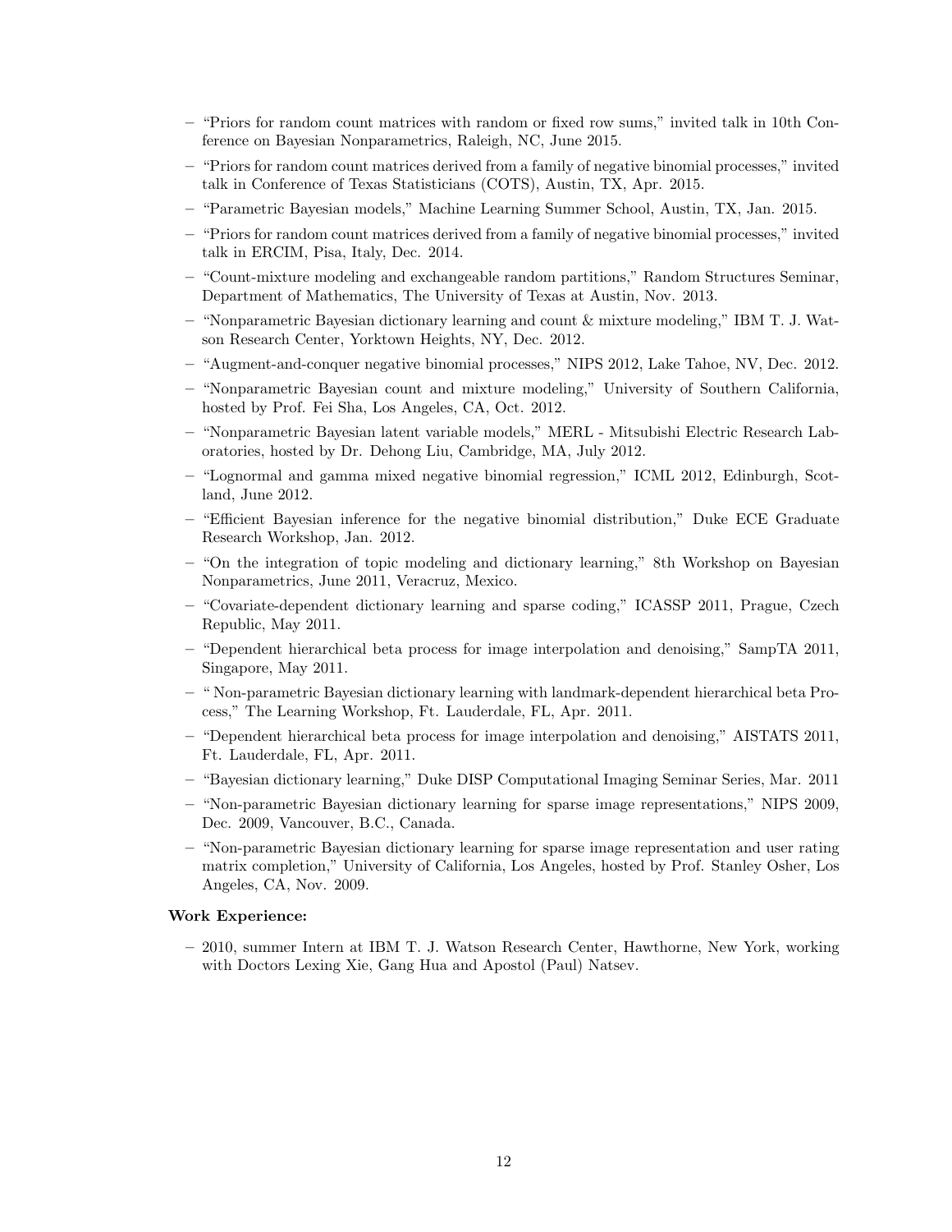- "Priors for random count matrices with random or fixed row sums," invited talk in 10th Conference on Bayesian Nonparametrics, Raleigh, NC, June 2015.
- "Priors for random count matrices derived from a family of negative binomial processes," invited talk in Conference of Texas Statisticians (COTS), Austin, TX, Apr. 2015.
- "Parametric Bayesian models," Machine Learning Summer School, Austin, TX, Jan. 2015.
- "Priors for random count matrices derived from a family of negative binomial processes," invited talk in ERCIM, Pisa, Italy, Dec. 2014.
- "Count-mixture modeling and exchangeable random partitions," Random Structures Seminar, Department of Mathematics, The University of Texas at Austin, Nov. 2013.
- "Nonparametric Bayesian dictionary learning and count & mixture modeling," IBM T. J. Watson Research Center, Yorktown Heights, NY, Dec. 2012.
- "Augment-and-conquer negative binomial processes," NIPS 2012, Lake Tahoe, NV, Dec. 2012.
- "Nonparametric Bayesian count and mixture modeling," University of Southern California, hosted by Prof. Fei Sha, Los Angeles, CA, Oct. 2012.
- "Nonparametric Bayesian latent variable models," MERL - Mitsubishi Electric Research Laboratories, hosted by Dr. Dehong Liu, Cambridge, MA, July 2012.
- "Lognormal and gamma mixed negative binomial regression," ICML 2012, Edinburgh, Scotland, June 2012.
- "Efficient Bayesian inference for the negative binomial distribution," Duke ECE Graduate Research Workshop, Jan. 2012.
- "On the integration of topic modeling and dictionary learning," 8th Workshop on Bayesian Nonparametrics, June 2011, Veracruz, Mexico.
- "Covariate-dependent dictionary learning and sparse coding," ICASSP 2011, Prague, Czech Republic, May 2011.
- "Dependent hierarchical beta process for image interpolation and denoising," SampTA 2011, Singapore, May 2011.
- " Non-parametric Bayesian dictionary learning with landmark-dependent hierarchical beta Process," The Learning Workshop, Ft. Lauderdale, FL, Apr. 2011.
- "Dependent hierarchical beta process for image interpolation and denoising," AISTATS 2011, Ft. Lauderdale, FL, Apr. 2011.
- "Bayesian dictionary learning," Duke DISP Computational Imaging Seminar Series, Mar. 2011
- "Non-parametric Bayesian dictionary learning for sparse image representations," NIPS 2009, Dec. 2009, Vancouver, B.C., Canada.
- "Non-parametric Bayesian dictionary learning for sparse image representation and user rating matrix completion," University of California, Los Angeles, hosted by Prof. Stanley Osher, Los Angeles, CA, Nov. 2009.

**Work Experience:**

- 2010, summer Intern at IBM T. J. Watson Research Center, Hawthorne, New York, working with Doctors Lexing Xie, Gang Hua and Apostol (Paul) Natsev.